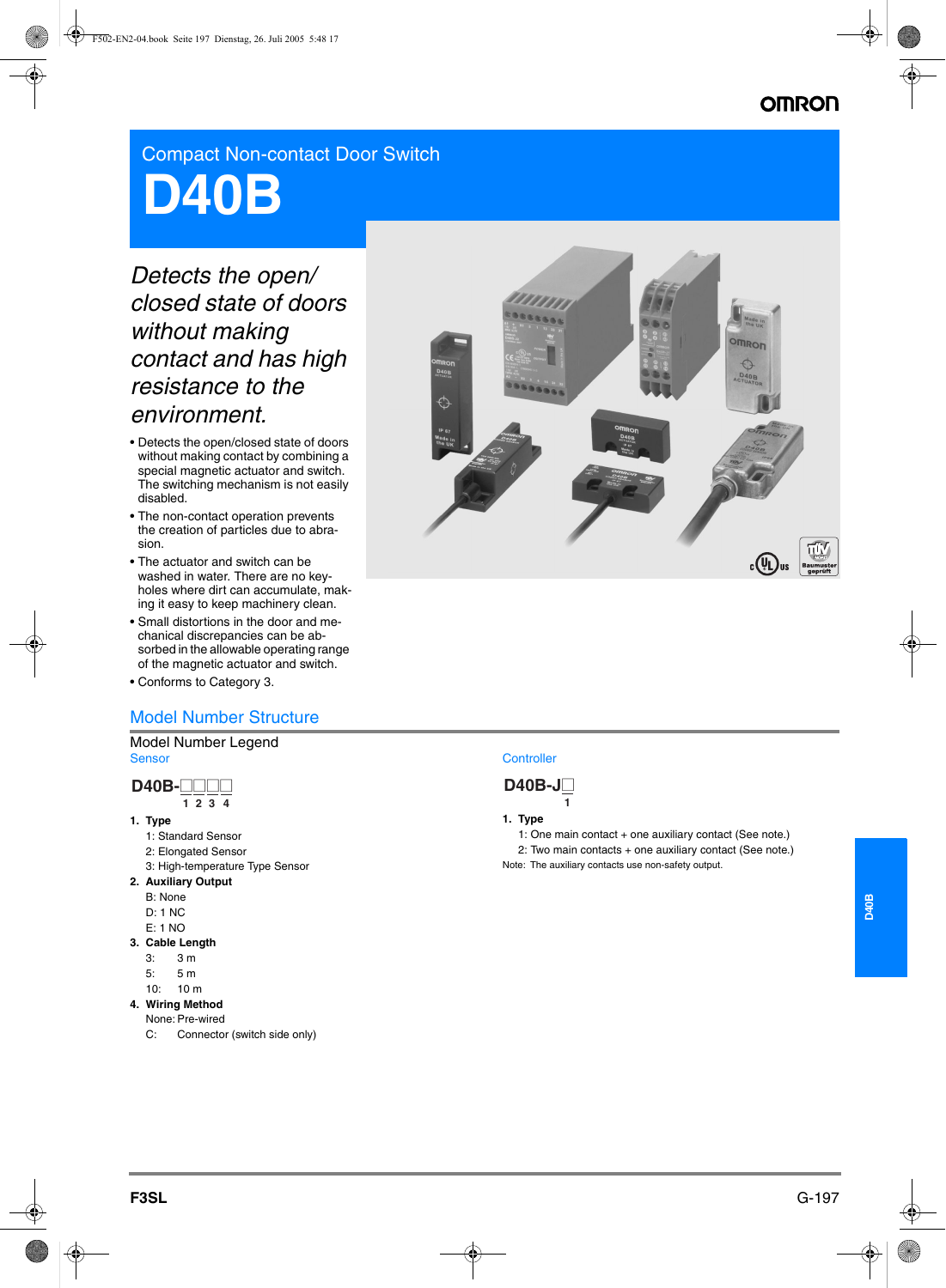Compact Non-contact Door Switch

# D40B

*Detects the open/closed state of doors without making contact and has high resistance to the environment.*

- Detects the open/closed state of doors without making contact by combining a special magnetic actuator and switch. The switching mechanism is not easily disabled.
- The non-contact operation prevents the creation of particles due to abrasion.
- The actuator and switch can be washed in water. There are no keyholes where dirt can accumulate, making it easy to keep machinery clean.
- Small distortions in the door and mechanical discrepancies can be absorbed in the allowable operating range of the magnetic actuator and switch.
- Conforms to Category 3.

## Model Number Structure

### Model Number Legend

#### Sensor

**D40B-□□□□**
1 2 3 4

1. **Type**
   1: Standard Sensor
   2: Elongated Sensor
   3: High-temperature Type Sensor
2. **Auxiliary Output**
   B: None
   D: 1 NC
   E: 1 NO
3. **Cable Length**
   3: 3 m
   5: 5 m
   10: 10 m
4. **Wiring Method**
   None: Pre-wired
   C: Connector (switch side only)

#### Controller

**D40B-J□**
1

1. **Type**
   1: One main contact + one auxiliary contact (See note.)
   2: Two main contacts + one auxiliary contact (See note.)

Note: The auxiliary contacts use non-safety output.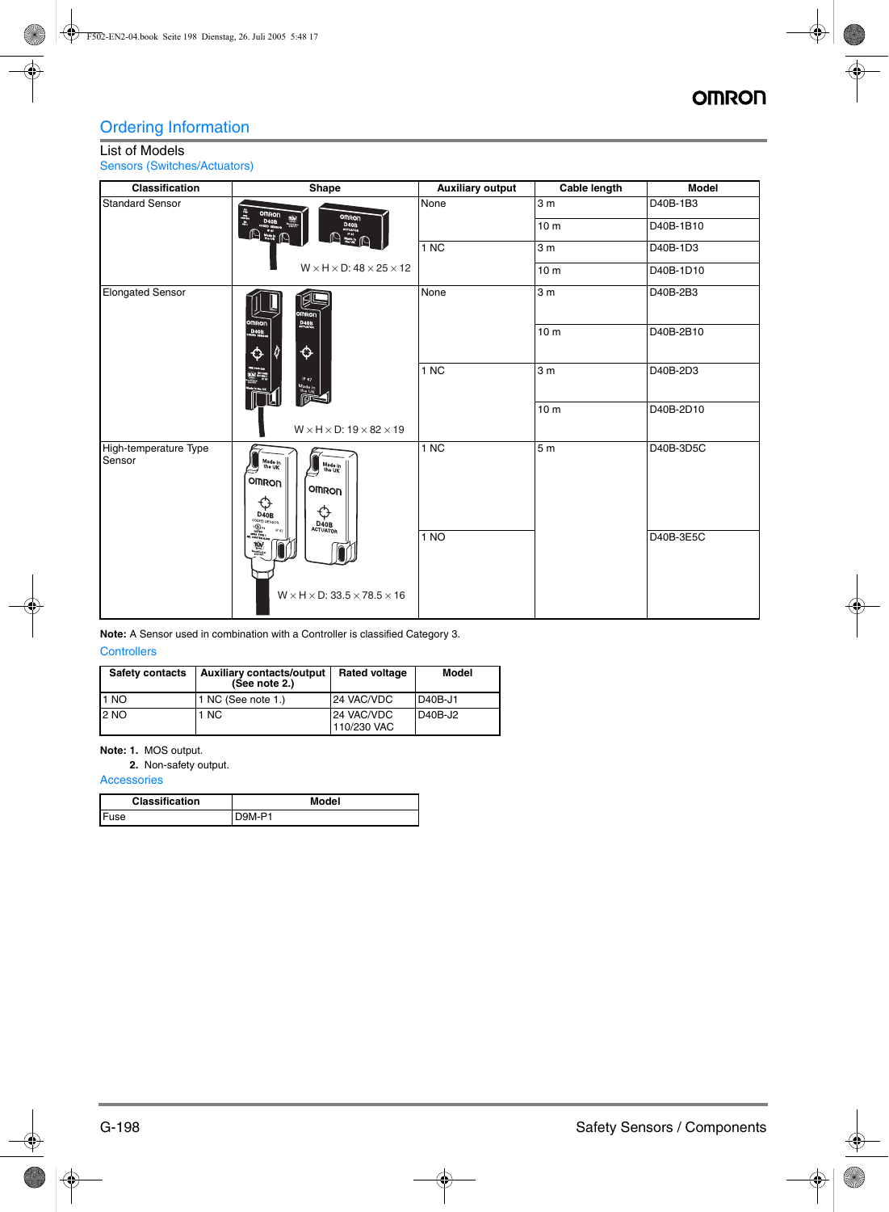## Ordering Information

### List of Models

#### Sensors (Switches/Actuators)

| Classification | Shape | Auxiliary output | Cable length | Model |
|---|---|---|---|---|
| Standard Sensor | W × H × D: 48 × 25 × 12 | None | 3 m | D40B-1B3 |
| | | | 10 m | D40B-1B10 |
| | | 1 NC | 3 m | D40B-1D3 |
| | | | 10 m | D40B-1D10 |
| Elongated Sensor | W × H × D: 19 × 82 × 19 | None | 3 m | D40B-2B3 |
| | | | 10 m | D40B-2B10 |
| | | 1 NC | 3 m | D40B-2D3 |
| | | | 10 m | D40B-2D10 |
| High-temperature Type Sensor | W × H × D: 33.5 × 78.5 × 16 | 1 NC | 5 m | D40B-3D5C |
| | | 1 NO | | D40B-3E5C |

**Note:** A Sensor used in combination with a Controller is classified Category 3.

#### Controllers

| Safety contacts | Auxiliary contacts/output (See note 2.) | Rated voltage | Model |
|---|---|---|---|
| 1 NO | 1 NC (See note 1.) | 24 VAC/VDC | D40B-J1 |
| 2 NO | 1 NC | 24 VAC/VDC 110/230 VAC | D40B-J2 |

**Note: 1.** MOS output.
**2.** Non-safety output.

#### Accessories

| Classification | Model |
|---|---|
| Fuse | D9M-P1 |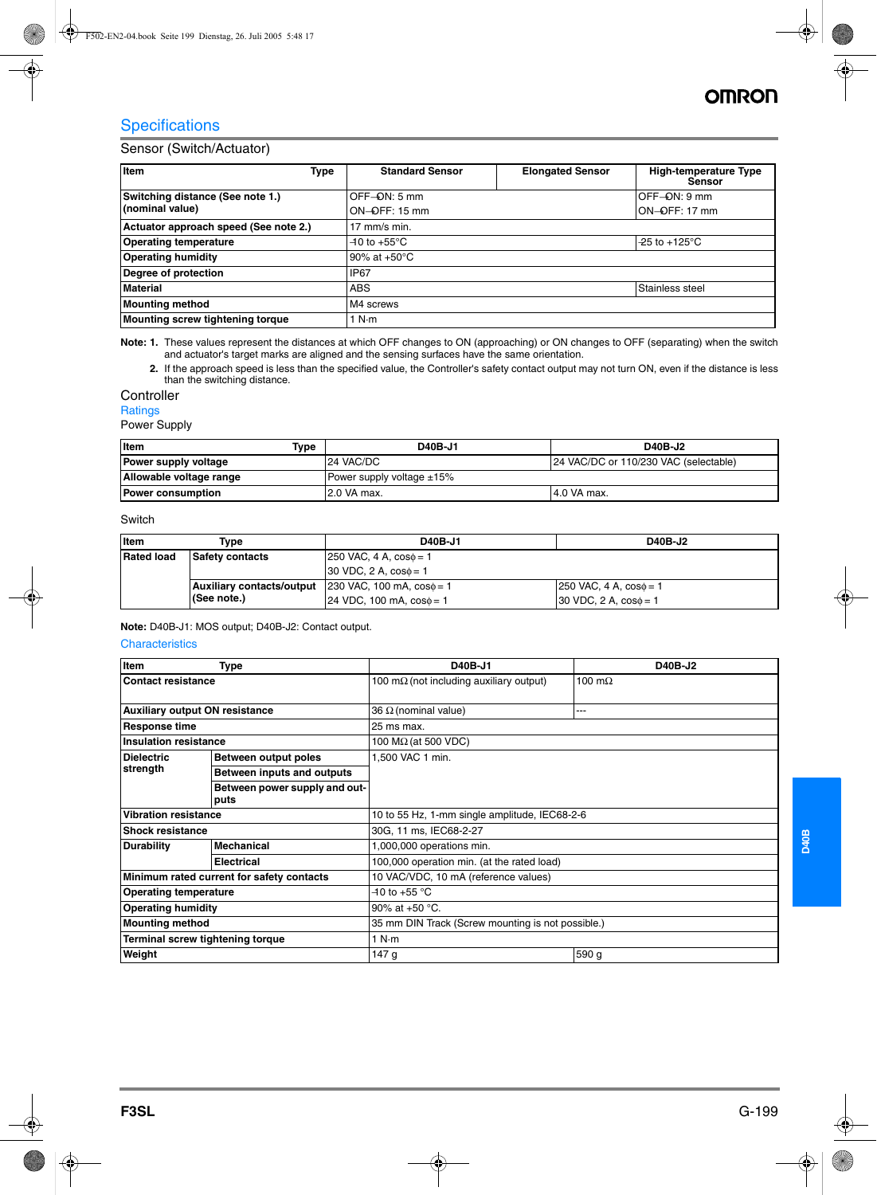## Specifications

### Sensor (Switch/Actuator)

| Item / Type | Standard Sensor | Elongated Sensor | High-temperature Type Sensor |
|---|---|---|---|
| **Switching distance (See note 1.) (nominal value)** | OFF→ON: 5 mm<br>ON→OFF: 15 mm | | OFF→ON: 9 mm<br>ON→OFF: 17 mm |
| **Actuator approach speed (See note 2.)** | 17 mm/s min. | | |
| **Operating temperature** | −10 to +55°C | | −25 to +125°C |
| **Operating humidity** | 90% at +50°C | | |
| **Degree of protection** | IP67 | | |
| **Material** | ABS | | Stainless steel |
| **Mounting method** | M4 screws | | |
| **Mounting screw tightening torque** | 1 N·m | | |

**Note: 1.** These values represent the distances at which OFF changes to ON (approaching) or ON changes to OFF (separating) when the switch and actuator's target marks are aligned and the sensing surfaces have the same orientation.

**2.** If the approach speed is less than the specified value, the Controller's safety contact output may not turn ON, even if the distance is less than the switching distance.

### Controller

#### Ratings

Power Supply

| Item / Type | D40B-J1 | D40B-J2 |
|---|---|---|
| **Power supply voltage** | 24 VAC/DC | 24 VAC/DC or 110/230 VAC (selectable) |
| **Allowable voltage range** | Power supply voltage ±15% | |
| **Power consumption** | 2.0 VA max. | 4.0 VA max. |

Switch

| Item | Type | D40B-J1 | D40B-J2 |
|---|---|---|---|
| **Rated load** | **Safety contacts** | 250 VAC, 4 A, cosϕ = 1<br>30 VDC, 2 A, cosϕ = 1 | |
| | **Auxiliary contacts/output (See note.)** | 230 VAC, 100 mA, cosϕ = 1<br>24 VDC, 100 mA, cosϕ = 1 | 250 VAC, 4 A, cosϕ = 1<br>30 VDC, 2 A, cosϕ = 1 |

**Note:** D40B-J1: MOS output; D40B-J2: Contact output.

#### Characteristics

| Item | Type | D40B-J1 | D40B-J2 |
|---|---|---|---|
| **Contact resistance** | | 100 mΩ (not including auxiliary output) | 100 mΩ |
| **Auxiliary output ON resistance** | | 36 Ω (nominal value) | --- |
| **Response time** | | 25 ms max. | |
| **Insulation resistance** | | 100 MΩ (at 500 VDC) | |
| **Dielectric strength** | **Between output poles** | 1,500 VAC 1 min. | |
| | **Between inputs and outputs** | | |
| | **Between power supply and outputs** | | |
| **Vibration resistance** | | 10 to 55 Hz, 1-mm single amplitude, IEC68-2-6 | |
| **Shock resistance** | | 30G, 11 ms, IEC68-2-27 | |
| **Durability** | **Mechanical** | 1,000,000 operations min. | |
| | **Electrical** | 100,000 operation min. (at the rated load) | |
| **Minimum rated current for safety contacts** | | 10 VAC/VDC, 10 mA (reference values) | |
| **Operating temperature** | | −10 to +55 °C | |
| **Operating humidity** | | 90% at +50 °C. | |
| **Mounting method** | | 35 mm DIN Track (Screw mounting is not possible.) | |
| **Terminal screw tightening torque** | | 1 N·m | |
| **Weight** | | 147 g | 590 g |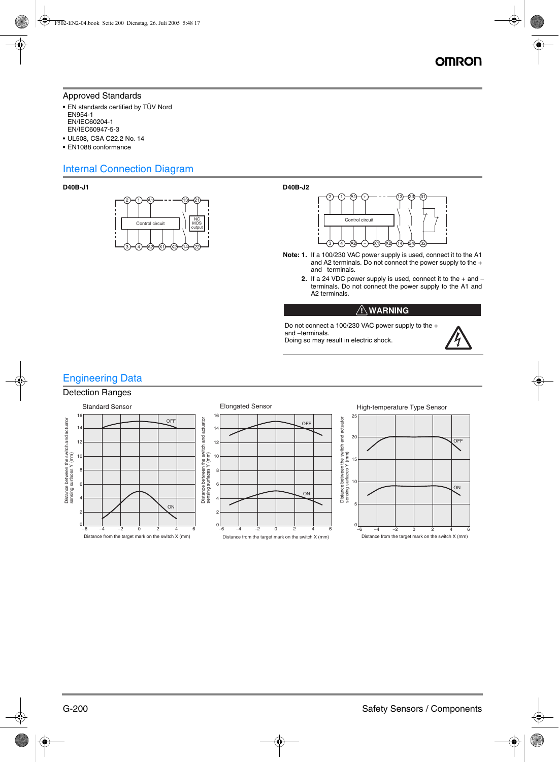## Approved Standards

- EN standards certified by TÜV Nord
  EN954-1
  EN/IEC60204-1
  EN/IEC60947-5-3
- UL508, CSA C22.2 No. 14
- EN1088 conformance

## Internal Connection Diagram

**D40B-J1**

**D40B-J2**

**Note: 1.** If a 100/230 VAC power supply is used, connect it to the A1 and A2 terminals. Do not connect the power supply to the + and –terminals.

**2.** If a 24 VDC power supply is used, connect it to the + and – terminals. Do not connect the power supply to the A1 and A2 terminals.

**⚠ WARNING**

Do not connect a 100/230 VAC power supply to the + and –terminals.
Doing so may result in electric shock.

## Engineering Data

### Detection Ranges

Standard Sensor

Elongated Sensor

High-temperature Type Sensor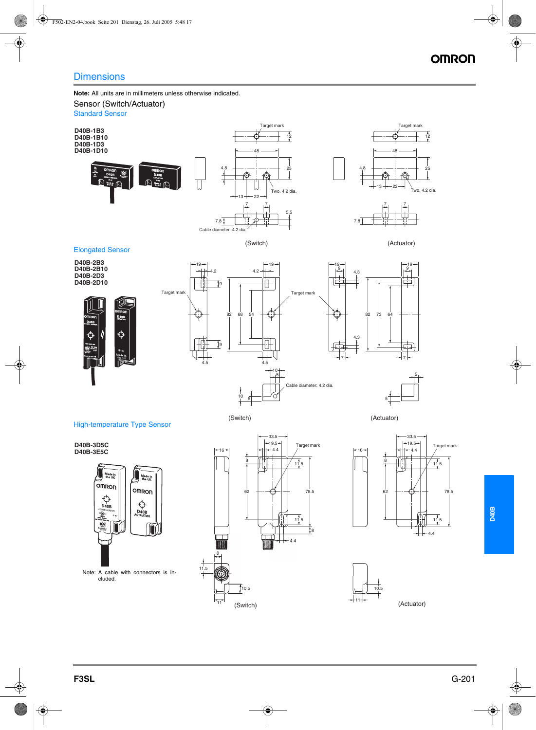## Dimensions

**Note:** All units are in millimeters unless otherwise indicated.

### Sensor (Switch/Actuator)

#### Standard Sensor

**D40B-1B3**
**D40B-1B10**
**D40B-1D3**
**D40B-1D10**

Target mark

Two, 4.2 dia.

Cable diameter: 4.2 dia.

(Switch)

(Actuator)

#### Elongated Sensor

**D40B-2B3**
**D40B-2B10**
**D40B-2D3**
**D40B-2D10**

Target mark

Cable diameter: 4.2 dia.

(Switch)

(Actuator)

#### High-temperature Type Sensor

**D40B-3D5C**
**D40B-3E5C**

Note: A cable with connectors is included.

Target mark

(Switch)

(Actuator)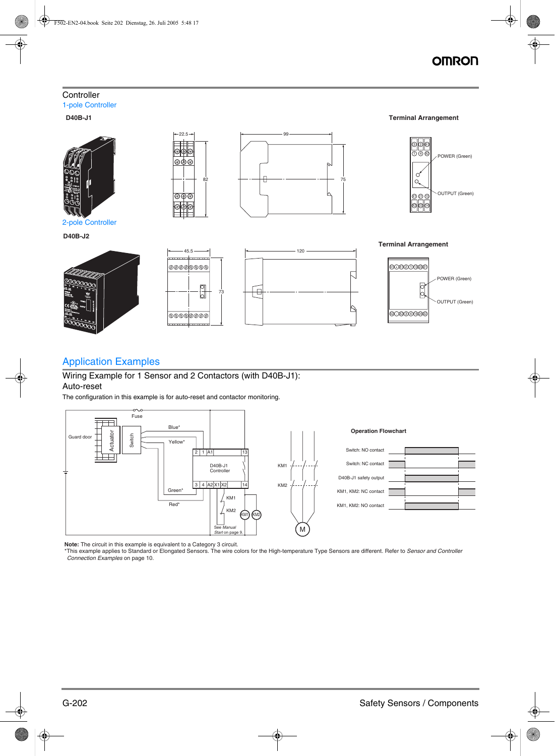## Controller

### 1-pole Controller

**D40B-J1**

**Terminal Arrangement**

POWER (Green)

OUTPUT (Green)

### 2-pole Controller

**D40B-J2**

**Terminal Arrangement**

POWER (Green)

OUTPUT (Green)

## Application Examples

### Wiring Example for 1 Sensor and 2 Contactors (with D40B-J1): Auto-reset

The configuration in this example is for auto-reset and contactor monitoring.

**Operation Flowchart**

- Switch: NO contact
- Switch: NC contact
- D40B-J1 safety output
- KM1, KM2: NC contact
- KM1, KM2: NO contact

See *Manual Start* on page 9.

**Note:** The circuit in this example is equivalent to a Category 3 circuit.

*This example applies to Standard or Elongated Sensors. The wire colors for the High-temperature Type Sensors are different. Refer to *Sensor and Controller Connection Examples* on page 10.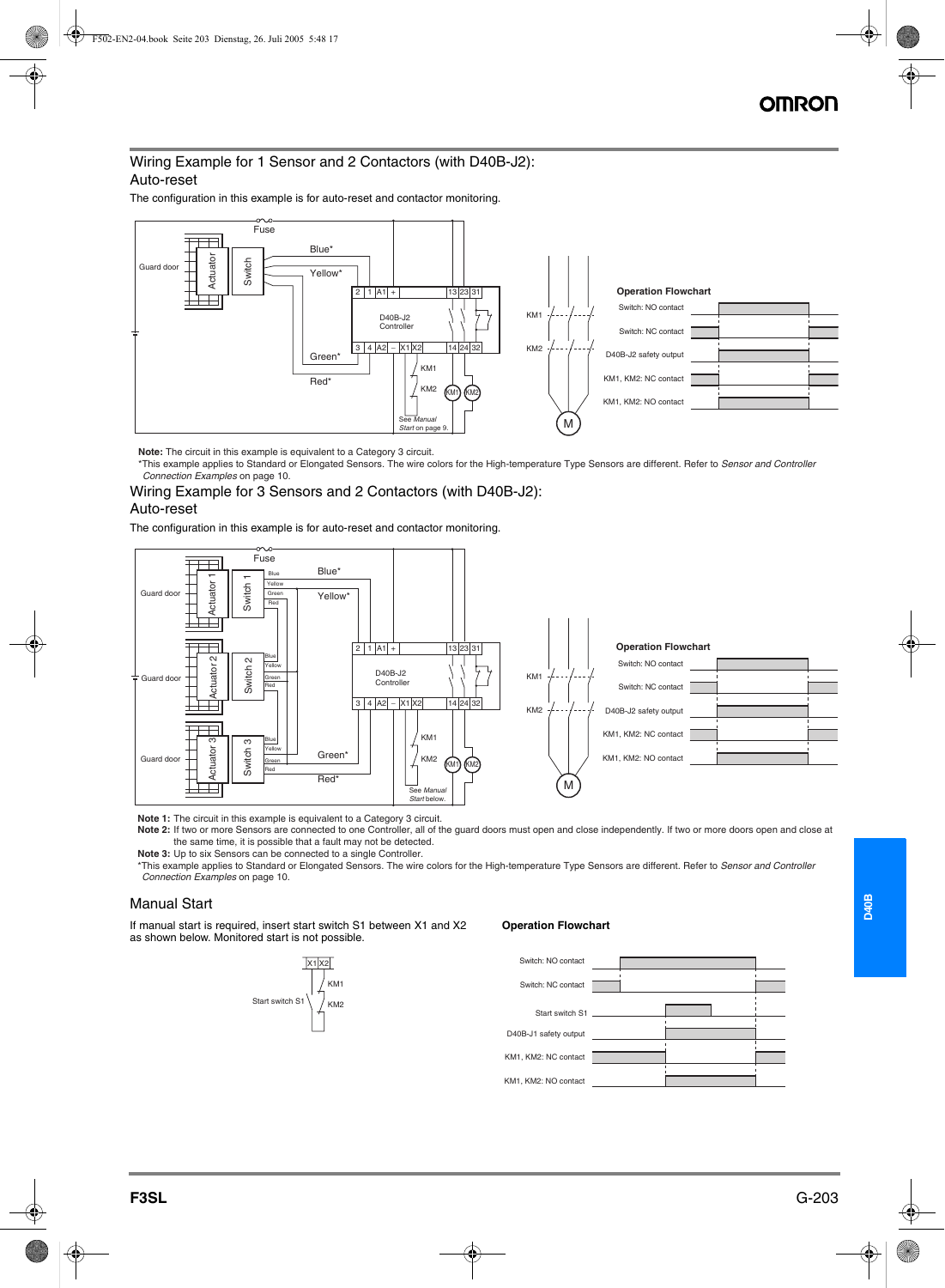## Wiring Example for 1 Sensor and 2 Contactors (with D40B-J2): Auto-reset

The configuration in this example is for auto-reset and contactor monitoring.

**Note:** The circuit in this example is equivalent to a Category 3 circuit.

*This example applies to Standard or Elongated Sensors. The wire colors for the High-temperature Type Sensors are different. Refer to *Sensor and Controller Connection Examples* on page 10.

## Wiring Example for 3 Sensors and 2 Contactors (with D40B-J2): Auto-reset

The configuration in this example is for auto-reset and contactor monitoring.

**Note 1:** The circuit in this example is equivalent to a Category 3 circuit.

**Note 2:** If two or more Sensors are connected to one Controller, all of the guard doors must open and close independently. If two or more doors open and close at the same time, it is possible that a fault may not be detected.

**Note 3:** Up to six Sensors can be connected to a single Controller.

*This example applies to Standard or Elongated Sensors. The wire colors for the High-temperature Type Sensors are different. Refer to *Sensor and Controller Connection Examples* on page 10.

## Manual Start

If manual start is required, insert start switch S1 between X1 and X2 as shown below. Monitored start is not possible.

**Operation Flowchart**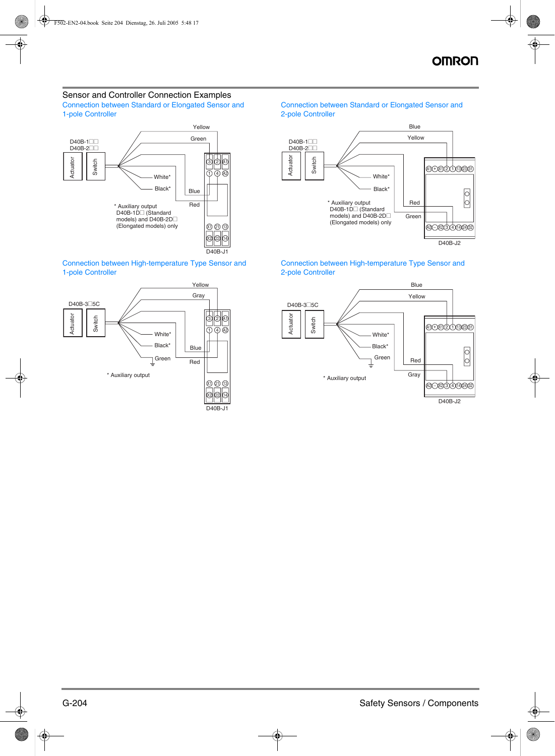## Sensor and Controller Connection Examples

### Connection between Standard or Elongated Sensor and 1-pole Controller

D40B-1□□
D40B-2□□

Actuator | Switch

Yellow, Green, White*, Black*, Blue, Red

* Auxiliary output
D40B-1D□ (Standard models) and D40B-2D□ (Elongated models) only

D40B-J1

### Connection between Standard or Elongated Sensor and 2-pole Controller

D40B-1□□
D40B-2□□

Actuator | Switch

Blue, Yellow, White*, Black*, Red, Green

* Auxiliary output
D40B-1D□ (Standard models) and D40B-2D□ (Elongated models) only

D40B-J2

### Connection between High-temperature Type Sensor and 1-pole Controller

D40B-3□5C

Actuator | Switch

Yellow, Gray, White*, Black*, Blue, Green, Red

* Auxiliary output

D40B-J1

### Connection between High-temperature Type Sensor and 2-pole Controller

D40B-3□5C

Actuator | Switch

Blue, Yellow, White*, Black*, Green, Red, Gray

* Auxiliary output

D40B-J2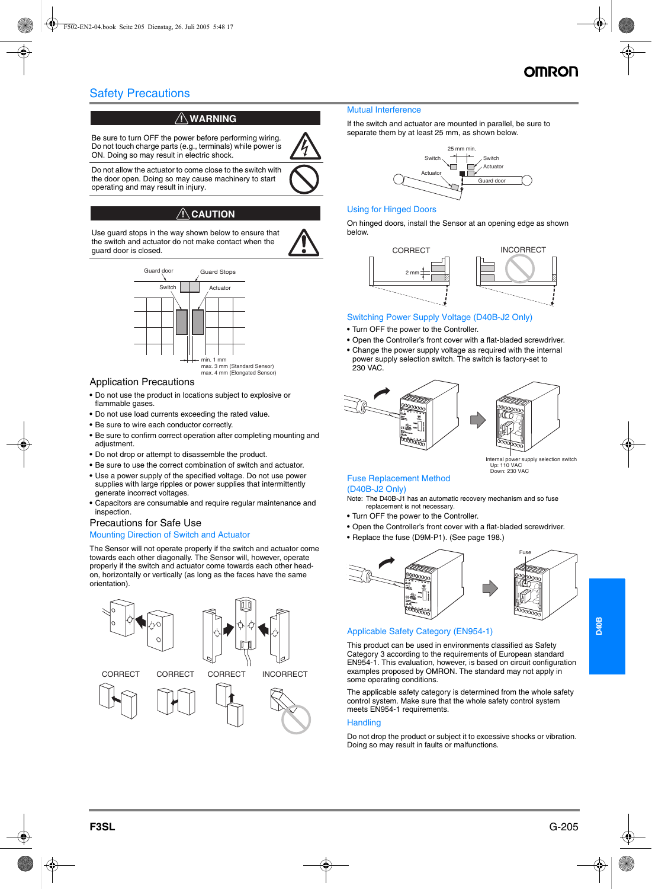# Safety Precautions

## ⚠ WARNING

Be sure to turn OFF the power before performing wiring. Do not touch charge parts (e.g., terminals) while power is ON. Doing so may result in electric shock.

Do not allow the actuator to come close to the switch with the door open. Doing so may cause machinery to start operating and may result in injury.

## ⚠ CAUTION

Use guard stops in the way shown below to ensure that the switch and actuator do not make contact when the guard door is closed.

Guard door / Guard Stops / Switch / Actuator

min. 1 mm
max. 3 mm (Standard Sensor)
max. 4 mm (Elongated Sensor)

## Application Precautions

- Do not use the product in locations subject to explosive or flammable gases.
- Do not use load currents exceeding the rated value.
- Be sure to wire each conductor correctly.
- Be sure to confirm correct operation after completing mounting and adjustment.
- Do not drop or attempt to disassemble the product.
- Be sure to use the correct combination of switch and actuator.
- Use a power supply of the specified voltage. Do not use power supplies with large ripples or power supplies that intermittently generate incorrect voltages.
- Capacitors are consumable and require regular maintenance and inspection.

## Precautions for Safe Use

### Mounting Direction of Switch and Actuator

The Sensor will not operate properly if the switch and actuator come towards each other diagonally. The Sensor will, however, operate properly if the switch and actuator come towards each other head-on, horizontally or vertically (as long as the faces have the same orientation).

CORRECT CORRECT CORRECT INCORRECT

### Mutual Interference

If the switch and actuator are mounted in parallel, be sure to separate them by at least 25 mm, as shown below.

25 mm min.
Switch / Switch / Actuator / Actuator / Guard door

### Using for Hinged Doors

On hinged doors, install the Sensor at an opening edge as shown below.

CORRECT (2 mm) INCORRECT

### Switching Power Supply Voltage (D40B-J2 Only)

- Turn OFF the power to the Controller.
- Open the Controller's front cover with a flat-bladed screwdriver.
- Change the power supply voltage as required with the internal power supply selection switch. The switch is factory-set to 230 VAC.

Internal power supply selection switch
Up: 110 VAC
Down: 230 VAC

### Fuse Replacement Method (D40B-J2 Only)

Note: The D40B-J1 has an automatic recovery mechanism and so fuse replacement is not necessary.

- Turn OFF the power to the Controller.
- Open the Controller's front cover with a flat-bladed screwdriver.
- Replace the fuse (D9M-P1). (See page 198.)

Fuse

### Applicable Safety Category (EN954-1)

This product can be used in environments classified as Safety Category 3 according to the requirements of European standard EN954-1. This evaluation, however, is based on circuit configuration examples proposed by OMRON. The standard may not apply in some operating conditions.

The applicable safety category is determined from the whole safety control system. Make sure that the whole safety control system meets EN954-1 requirements.

### Handling

Do not drop the product or subject it to excessive shocks or vibration. Doing so may result in faults or malfunctions.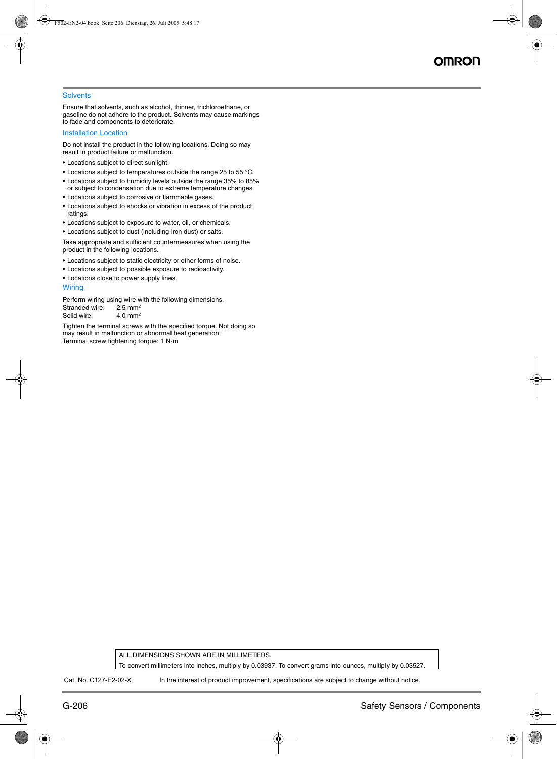## Solvents

Ensure that solvents, such as alcohol, thinner, trichloroethane, or gasoline do not adhere to the product. Solvents may cause markings to fade and components to deteriorate.

## Installation Location

Do not install the product in the following locations. Doing so may result in product failure or malfunction.

- Locations subject to direct sunlight.
- Locations subject to temperatures outside the range 25 to 55 °C.
- Locations subject to humidity levels outside the range 35% to 85% or subject to condensation due to extreme temperature changes.
- Locations subject to corrosive or flammable gases.
- Locations subject to shocks or vibration in excess of the product ratings.
- Locations subject to exposure to water, oil, or chemicals.
- Locations subject to dust (including iron dust) or salts.

Take appropriate and sufficient countermeasures when using the product in the following locations.

- Locations subject to static electricity or other forms of noise.
- Locations subject to possible exposure to radioactivity.
- Locations close to power supply lines.

## Wiring

Perform wiring using wire with the following dimensions.

Stranded wire: 2.5 mm$^2$
Solid wire: 4.0 mm$^2$

Tighten the terminal screws with the specified torque. Not doing so may result in malfunction or abnormal heat generation.
Terminal screw tightening torque: 1 N·m

ALL DIMENSIONS SHOWN ARE IN MILLIMETERS.
To convert millimeters into inches, multiply by 0.03937. To convert grams into ounces, multiply by 0.03527.

Cat. No. C127-E2-02-X In the interest of product improvement, specifications are subject to change without notice.